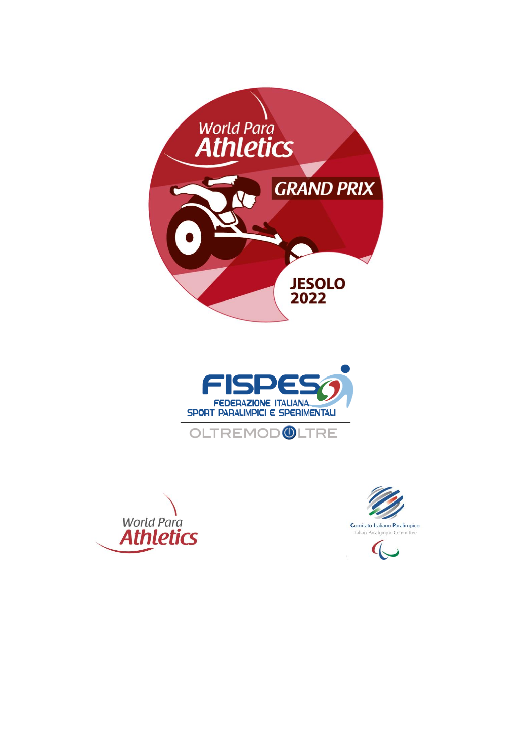World Para Athletics

GRAND PRIX

JESOLO 2022

FISPES

FEDERAZIONE ITALIANA SPORT PARALIMPICI E SPERIMENTALI

OLTREMODOLTRE

World Para Athletics

Comitato Italiano Paralimpico

Italian Paralympic Committee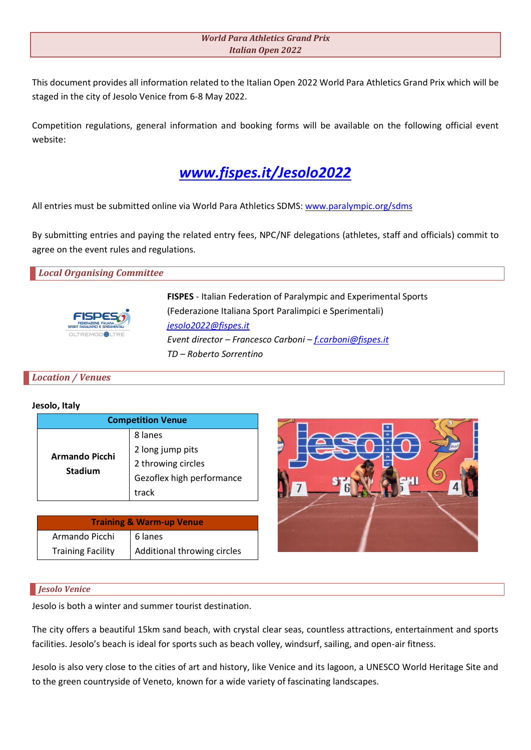***World Para Athletics Grand Prix***
***Italian Open 2022***

This document provides all information related to the Italian Open 2022 World Para Athletics Grand Prix which will be staged in the city of Jesolo Venice from 6-8 May 2022.

Competition regulations, general information and booking forms will be available on the following official event website:

# ***[www.fispes.it/Jesolo2022](http://www.fispes.it/Jesolo2022)***

All entries must be submitted online via World Para Athletics SDMS: [www.paralympic.org/sdms](http://www.paralympic.org/sdms)

By submitting entries and paying the related entry fees, NPC/NF delegations (athletes, staff and officials) commit to agree on the event rules and regulations.

## *Local Organising Committee*

**FISPES** - Italian Federation of Paralympic and Experimental Sports
(Federazione Italiana Sport Paralimpici e Sperimentali)
*jesolo2022@fispes.it*
*Event director – Francesco Carboni – f.carboni@fispes.it*
*TD – Roberto Sorrentino*

## *Location / Venues*

**Jesolo, Italy**

| Competition Venue | |
|---|---|
| **Armando Picchi Stadium** | 8 lanes<br>2 long jump pits<br>2 throwing circles<br>Gezoflex high performance track |

| Training & Warm-up Venue | |
|---|---|
| Armando Picchi Training Facility | 6 lanes<br>Additional throwing circles |

## *Jesolo Venice*

Jesolo is both a winter and summer tourist destination.

The city offers a beautiful 15km sand beach, with crystal clear seas, countless attractions, entertainment and sports facilities. Jesolo's beach is ideal for sports such as beach volley, windsurf, sailing, and open-air fitness.

Jesolo is also very close to the cities of art and history, like Venice and its lagoon, a UNESCO World Heritage Site and to the green countryside of Veneto, known for a wide variety of fascinating landscapes.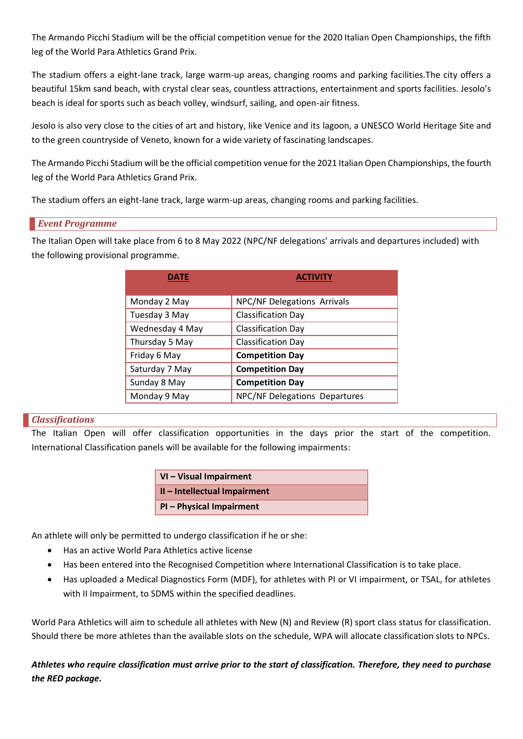The Armando Picchi Stadium will be the official competition venue for the 2020 Italian Open Championships, the fifth leg of the World Para Athletics Grand Prix.

The stadium offers a eight-lane track, large warm-up areas, changing rooms and parking facilities.The city offers a beautiful 15km sand beach, with crystal clear seas, countless attractions, entertainment and sports facilities. Jesolo's beach is ideal for sports such as beach volley, windsurf, sailing, and open-air fitness.

Jesolo is also very close to the cities of art and history, like Venice and its lagoon, a UNESCO World Heritage Site and to the green countryside of Veneto, known for a wide variety of fascinating landscapes.

The Armando Picchi Stadium will be the official competition venue for the 2021 Italian Open Championships, the fourth leg of the World Para Athletics Grand Prix.

The stadium offers an eight-lane track, large warm-up areas, changing rooms and parking facilities.

## *Event Programme*

The Italian Open will take place from 6 to 8 May 2022 (NPC/NF delegations' arrivals and departures included) with the following provisional programme.

| DATE | ACTIVITY |
|---|---|
| Monday 2 May | NPC/NF Delegations Arrivals |
| Tuesday 3 May | Classification Day |
| Wednesday 4 May | Classification Day |
| Thursday 5 May | Classification Day |
| Friday 6 May | **Competition Day** |
| Saturday 7 May | **Competition Day** |
| Sunday 8 May | **Competition Day** |
| Monday 9 May | NPC/NF Delegations Departures |

## *Classifications*

The Italian Open will offer classification opportunities in the days prior the start of the competition. International Classification panels will be available for the following impairments:

| |
|---|
| **VI – Visual Impairment** |
| **II – Intellectual Impairment** |
| **PI – Physical Impairment** |

An athlete will only be permitted to undergo classification if he or she:

- Has an active World Para Athletics active license
- Has been entered into the Recognised Competition where International Classification is to take place.
- Has uploaded a Medical Diagnostics Form (MDF), for athletes with PI or VI impairment, or TSAL, for athletes with II Impairment, to SDMS within the specified deadlines.

World Para Athletics will aim to schedule all athletes with New (N) and Review (R) sport class status for classification. Should there be more athletes than the available slots on the schedule, WPA will allocate classification slots to NPCs.

***Athletes who require classification must arrive prior to the start of classification. Therefore, they need to purchase the RED package.***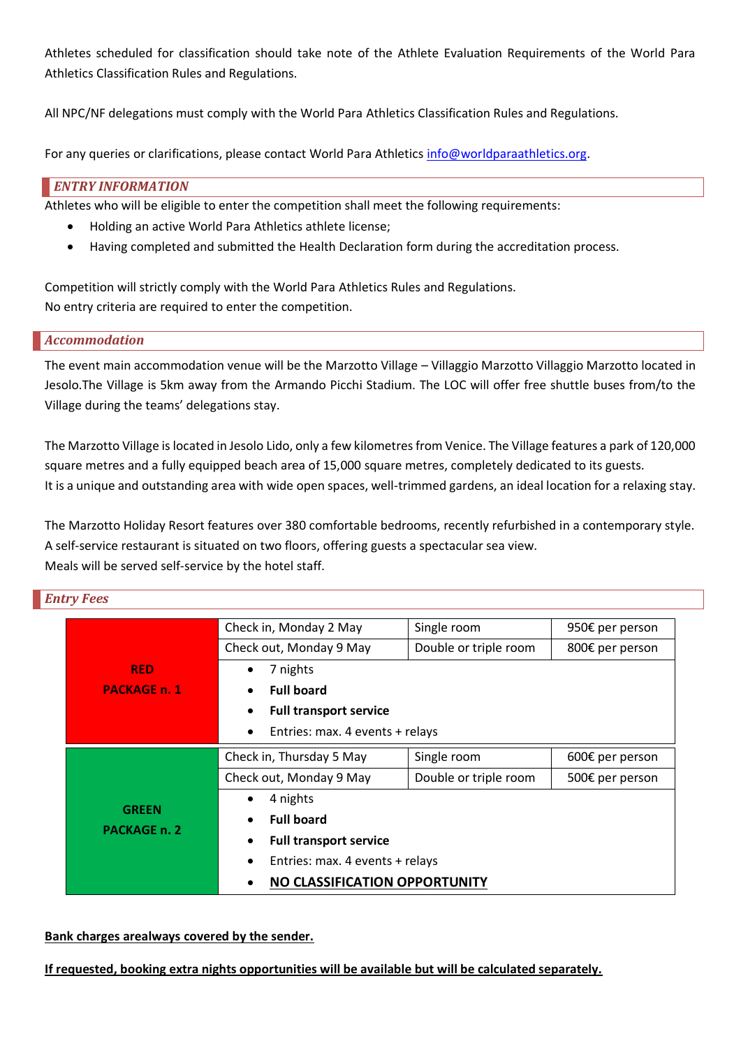Athletes scheduled for classification should take note of the Athlete Evaluation Requirements of the World Para Athletics Classification Rules and Regulations.

All NPC/NF delegations must comply with the World Para Athletics Classification Rules and Regulations.

For any queries or clarifications, please contact World Para Athletics info@worldparaathletics.org.

## *ENTRY INFORMATION*

Athletes who will be eligible to enter the competition shall meet the following requirements:

- Holding an active World Para Athletics athlete license;
- Having completed and submitted the Health Declaration form during the accreditation process.

Competition will strictly comply with the World Para Athletics Rules and Regulations.
No entry criteria are required to enter the competition.

## *Accommodation*

The event main accommodation venue will be the Marzotto Village – Villaggio Marzotto Villaggio Marzotto located in Jesolo.The Village is 5km away from the Armando Picchi Stadium. The LOC will offer free shuttle buses from/to the Village during the teams' delegations stay.

The Marzotto Village is located in Jesolo Lido, only a few kilometres from Venice. The Village features a park of 120,000 square metres and a fully equipped beach area of 15,000 square metres, completely dedicated to its guests.
It is a unique and outstanding area with wide open spaces, well-trimmed gardens, an ideal location for a relaxing stay.

The Marzotto Holiday Resort features over 380 comfortable bedrooms, recently refurbished in a contemporary style.
A self-service restaurant is situated on two floors, offering guests a spectacular sea view.
Meals will be served self-service by the hotel staff.

## *Entry Fees*

| Package | Dates | Room | Price |
|---|---|---|---|
| **RED PACKAGE n. 1** | Check in, Monday 2 May | Single room | 950€ per person |
| | Check out, Monday 9 May | Double or triple room | 800€ per person |
| | • 7 nights<br>• **Full board**<br>• **Full transport service**<br>• Entries: max. 4 events + relays | | |
| **GREEN PACKAGE n. 2** | Check in, Thursday 5 May | Single room | 600€ per person |
| | Check out, Monday 9 May | Double or triple room | 500€ per person |
| | • 4 nights<br>• **Full board**<br>• **Full transport service**<br>• Entries: max. 4 events + relays<br>• **NO CLASSIFICATION OPPORTUNITY** | | |

**Bank charges arealways covered by the sender.**

**If requested, booking extra nights opportunities will be available but will be calculated separately.**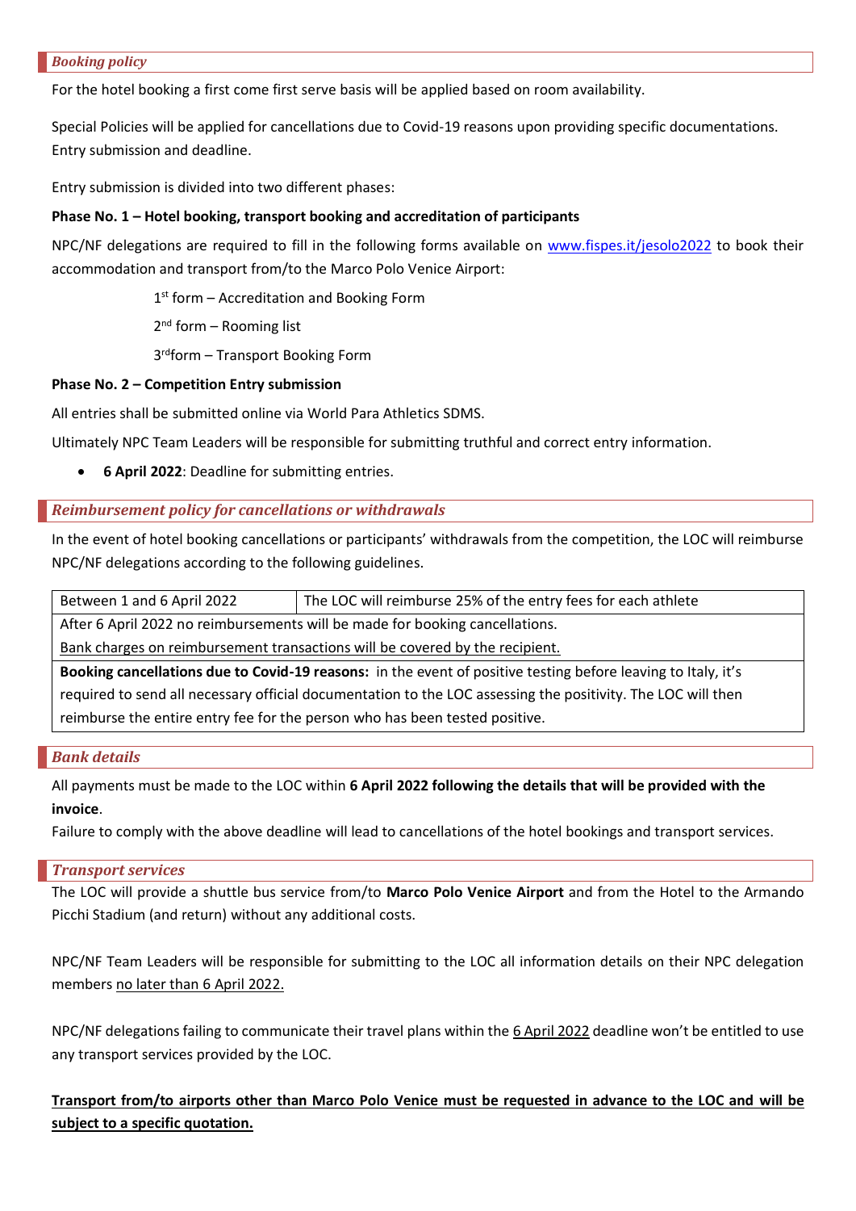### *Booking policy*

For the hotel booking a first come first serve basis will be applied based on room availability.

Special Policies will be applied for cancellations due to Covid-19 reasons upon providing specific documentations. Entry submission and deadline.

Entry submission is divided into two different phases:

**Phase No. 1 – Hotel booking, transport booking and accreditation of participants**

NPC/NF delegations are required to fill in the following forms available on www.fispes.it/jesolo2022 to book their accommodation and transport from/to the Marco Polo Venice Airport:

1st form – Accreditation and Booking Form

2nd form – Rooming list

3rd form – Transport Booking Form

**Phase No. 2 – Competition Entry submission**

All entries shall be submitted online via World Para Athletics SDMS.

Ultimately NPC Team Leaders will be responsible for submitting truthful and correct entry information.

- **6 April 2022**: Deadline for submitting entries.

### *Reimbursement policy for cancellations or withdrawals*

In the event of hotel booking cancellations or participants' withdrawals from the competition, the LOC will reimburse NPC/NF delegations according to the following guidelines.

| Between 1 and 6 April 2022 | The LOC will reimburse 25% of the entry fees for each athlete |
|---|---|
| After 6 April 2022 no reimbursements will be made for booking cancellations. <br> <u>Bank charges on reimbursement transactions will be covered by the recipient.</u> | |
| **Booking cancellations due to Covid-19 reasons:** in the event of positive testing before leaving to Italy, it's required to send all necessary official documentation to the LOC assessing the positivity. The LOC will then reimburse the entire entry fee for the person who has been tested positive. | |

### *Bank details*

All payments must be made to the LOC within **6 April 2022 following the details that will be provided with the invoice**.

Failure to comply with the above deadline will lead to cancellations of the hotel bookings and transport services.

### *Transport services*

The LOC will provide a shuttle bus service from/to **Marco Polo Venice Airport** and from the Hotel to the Armando Picchi Stadium (and return) without any additional costs.

NPC/NF Team Leaders will be responsible for submitting to the LOC all information details on their NPC delegation members <u>no later than 6 April 2022.</u>

NPC/NF delegations failing to communicate their travel plans within the <u>6 April 2022</u> deadline won't be entitled to use any transport services provided by the LOC.

<u>**Transport from/to airports other than Marco Polo Venice must be requested in advance to the LOC and will be subject to a specific quotation.**</u>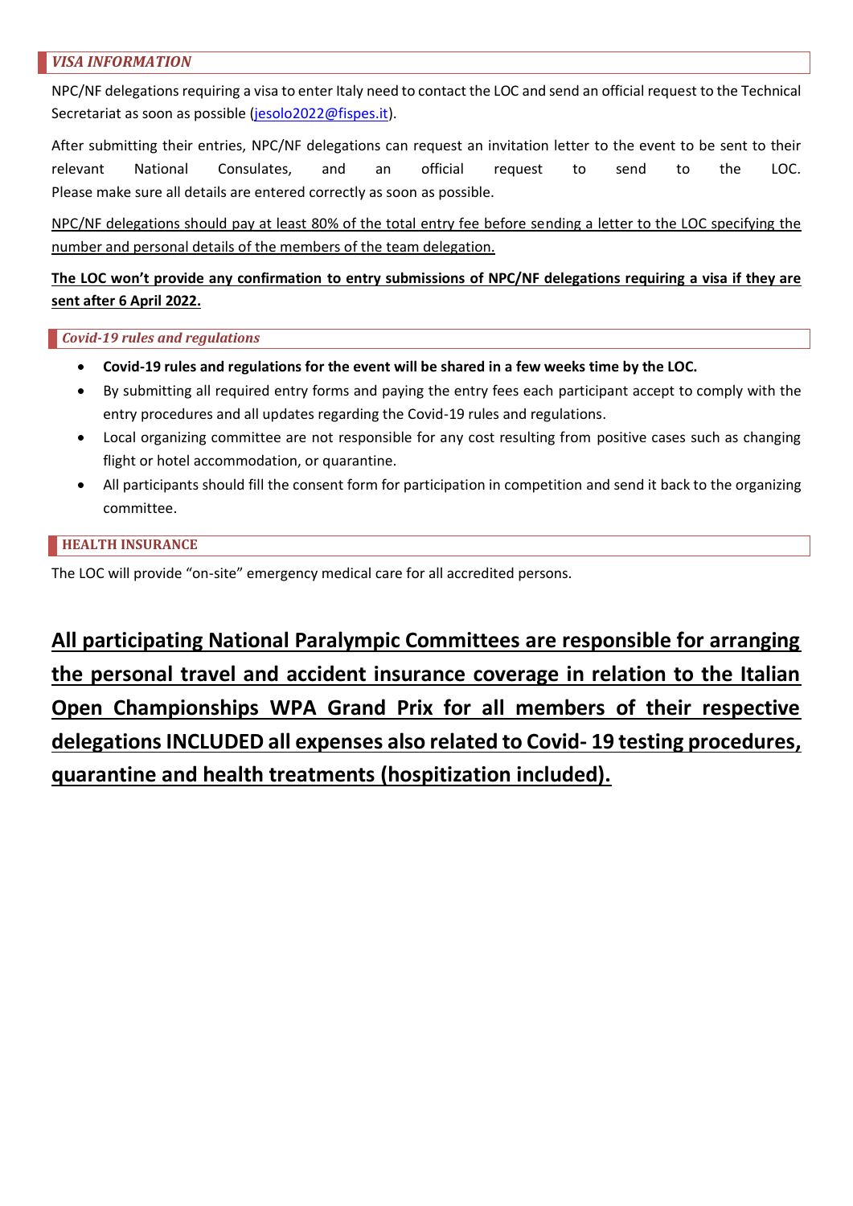## *VISA INFORMATION*

NPC/NF delegations requiring a visa to enter Italy need to contact the LOC and send an official request to the Technical Secretariat as soon as possible (jesolo2022@fispes.it).

After submitting their entries, NPC/NF delegations can request an invitation letter to the event to be sent to their relevant National Consulates, and an official request to send to the LOC. Please make sure all details are entered correctly as soon as possible.

<u>NPC/NF delegations should pay at least 80% of the total entry fee before sending a letter to the LOC specifying the number and personal details of the members of the team delegation.</u>

**<u>The LOC won't provide any confirmation to entry submissions of NPC/NF delegations requiring a visa if they are sent after 6 April 2022.</u>**

## *Covid-19 rules and regulations*

- **Covid-19 rules and regulations for the event will be shared in a few weeks time by the LOC.**
- By submitting all required entry forms and paying the entry fees each participant accept to comply with the entry procedures and all updates regarding the Covid-19 rules and regulations.
- Local organizing committee are not responsible for any cost resulting from positive cases such as changing flight or hotel accommodation, or quarantine.
- All participants should fill the consent form for participation in competition and send it back to the organizing committee.

## HEALTH INSURANCE

The LOC will provide "on-site" emergency medical care for all accredited persons.

**<u>All participating National Paralympic Committees are responsible for arranging the personal travel and accident insurance coverage in relation to the Italian Open Championships WPA Grand Prix for all members of their respective delegations INCLUDED all expenses also related to Covid- 19 testing procedures, quarantine and health treatments (hospitization included).</u>**